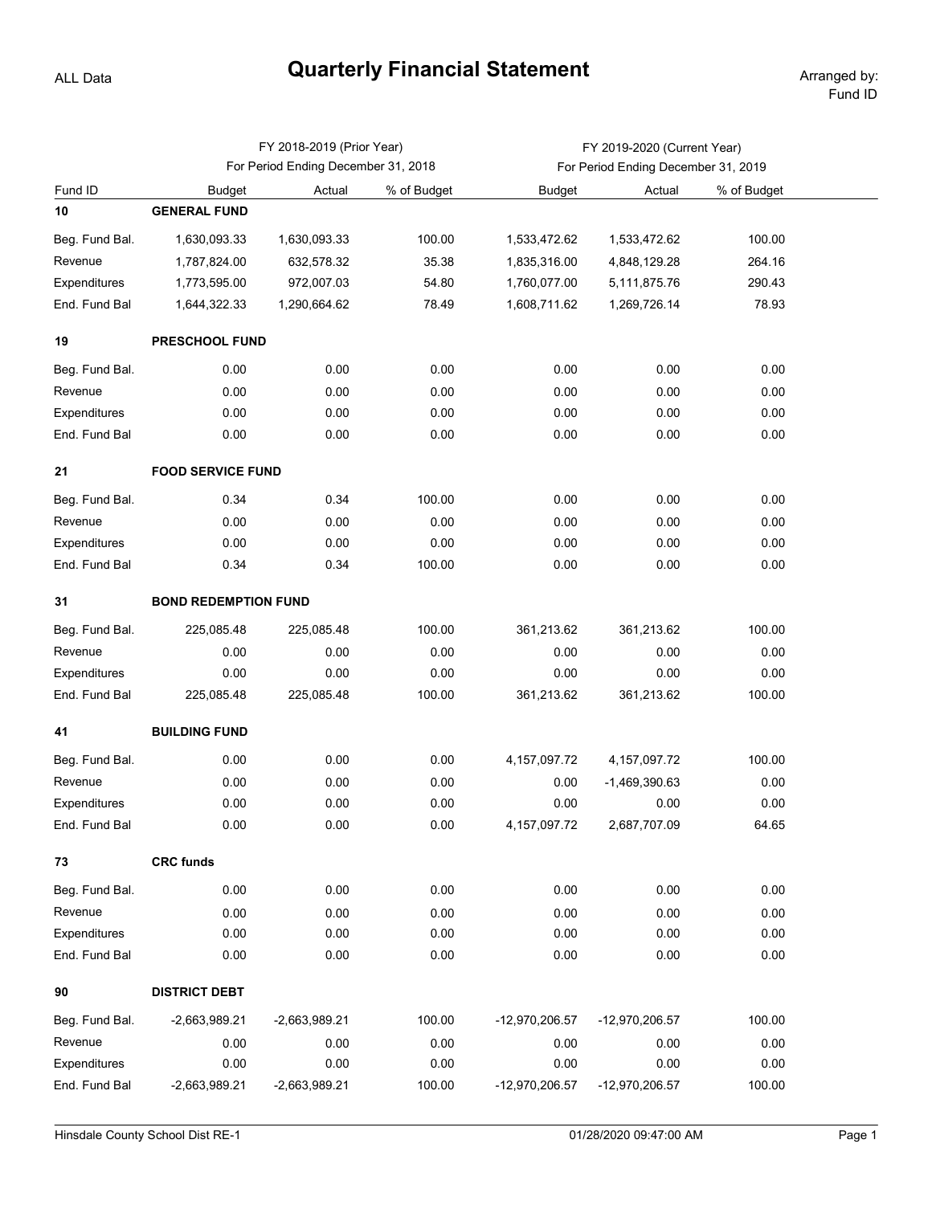ALL Data

# Quarterly Financial Statement

Arranged by: Fund ID

| | FY 2018-2019 (Prior Year) For Period Ending December 31, 2018 | | | FY 2019-2020 (Current Year) For Period Ending December 31, 2019 | | |
|---|---|---|---|---|---|---|
| Fund ID | Budget | Actual | % of Budget | Budget | Actual | % of Budget |
| **10** | **GENERAL FUND** | | | | | |
| Beg. Fund Bal. | 1,630,093.33 | 1,630,093.33 | 100.00 | 1,533,472.62 | 1,533,472.62 | 100.00 |
| Revenue | 1,787,824.00 | 632,578.32 | 35.38 | 1,835,316.00 | 4,848,129.28 | 264.16 |
| Expenditures | 1,773,595.00 | 972,007.03 | 54.80 | 1,760,077.00 | 5,111,875.76 | 290.43 |
| End. Fund Bal | 1,644,322.33 | 1,290,664.62 | 78.49 | 1,608,711.62 | 1,269,726.14 | 78.93 |
| **19** | **PRESCHOOL FUND** | | | | | |
| Beg. Fund Bal. | 0.00 | 0.00 | 0.00 | 0.00 | 0.00 | 0.00 |
| Revenue | 0.00 | 0.00 | 0.00 | 0.00 | 0.00 | 0.00 |
| Expenditures | 0.00 | 0.00 | 0.00 | 0.00 | 0.00 | 0.00 |
| End. Fund Bal | 0.00 | 0.00 | 0.00 | 0.00 | 0.00 | 0.00 |
| **21** | **FOOD SERVICE FUND** | | | | | |
| Beg. Fund Bal. | 0.34 | 0.34 | 100.00 | 0.00 | 0.00 | 0.00 |
| Revenue | 0.00 | 0.00 | 0.00 | 0.00 | 0.00 | 0.00 |
| Expenditures | 0.00 | 0.00 | 0.00 | 0.00 | 0.00 | 0.00 |
| End. Fund Bal | 0.34 | 0.34 | 100.00 | 0.00 | 0.00 | 0.00 |
| **31** | **BOND REDEMPTION FUND** | | | | | |
| Beg. Fund Bal. | 225,085.48 | 225,085.48 | 100.00 | 361,213.62 | 361,213.62 | 100.00 |
| Revenue | 0.00 | 0.00 | 0.00 | 0.00 | 0.00 | 0.00 |
| Expenditures | 0.00 | 0.00 | 0.00 | 0.00 | 0.00 | 0.00 |
| End. Fund Bal | 225,085.48 | 225,085.48 | 100.00 | 361,213.62 | 361,213.62 | 100.00 |
| **41** | **BUILDING FUND** | | | | | |
| Beg. Fund Bal. | 0.00 | 0.00 | 0.00 | 4,157,097.72 | 4,157,097.72 | 100.00 |
| Revenue | 0.00 | 0.00 | 0.00 | 0.00 | -1,469,390.63 | 0.00 |
| Expenditures | 0.00 | 0.00 | 0.00 | 0.00 | 0.00 | 0.00 |
| End. Fund Bal | 0.00 | 0.00 | 0.00 | 4,157,097.72 | 2,687,707.09 | 64.65 |
| **73** | **CRC funds** | | | | | |
| Beg. Fund Bal. | 0.00 | 0.00 | 0.00 | 0.00 | 0.00 | 0.00 |
| Revenue | 0.00 | 0.00 | 0.00 | 0.00 | 0.00 | 0.00 |
| Expenditures | 0.00 | 0.00 | 0.00 | 0.00 | 0.00 | 0.00 |
| End. Fund Bal | 0.00 | 0.00 | 0.00 | 0.00 | 0.00 | 0.00 |
| **90** | **DISTRICT DEBT** | | | | | |
| Beg. Fund Bal. | -2,663,989.21 | -2,663,989.21 | 100.00 | -12,970,206.57 | -12,970,206.57 | 100.00 |
| Revenue | 0.00 | 0.00 | 0.00 | 0.00 | 0.00 | 0.00 |
| Expenditures | 0.00 | 0.00 | 0.00 | 0.00 | 0.00 | 0.00 |
| End. Fund Bal | -2,663,989.21 | -2,663,989.21 | 100.00 | -12,970,206.57 | -12,970,206.57 | 100.00 |

Hinsdale County School Dist RE-1 — 01/28/2020 09:47:00 AM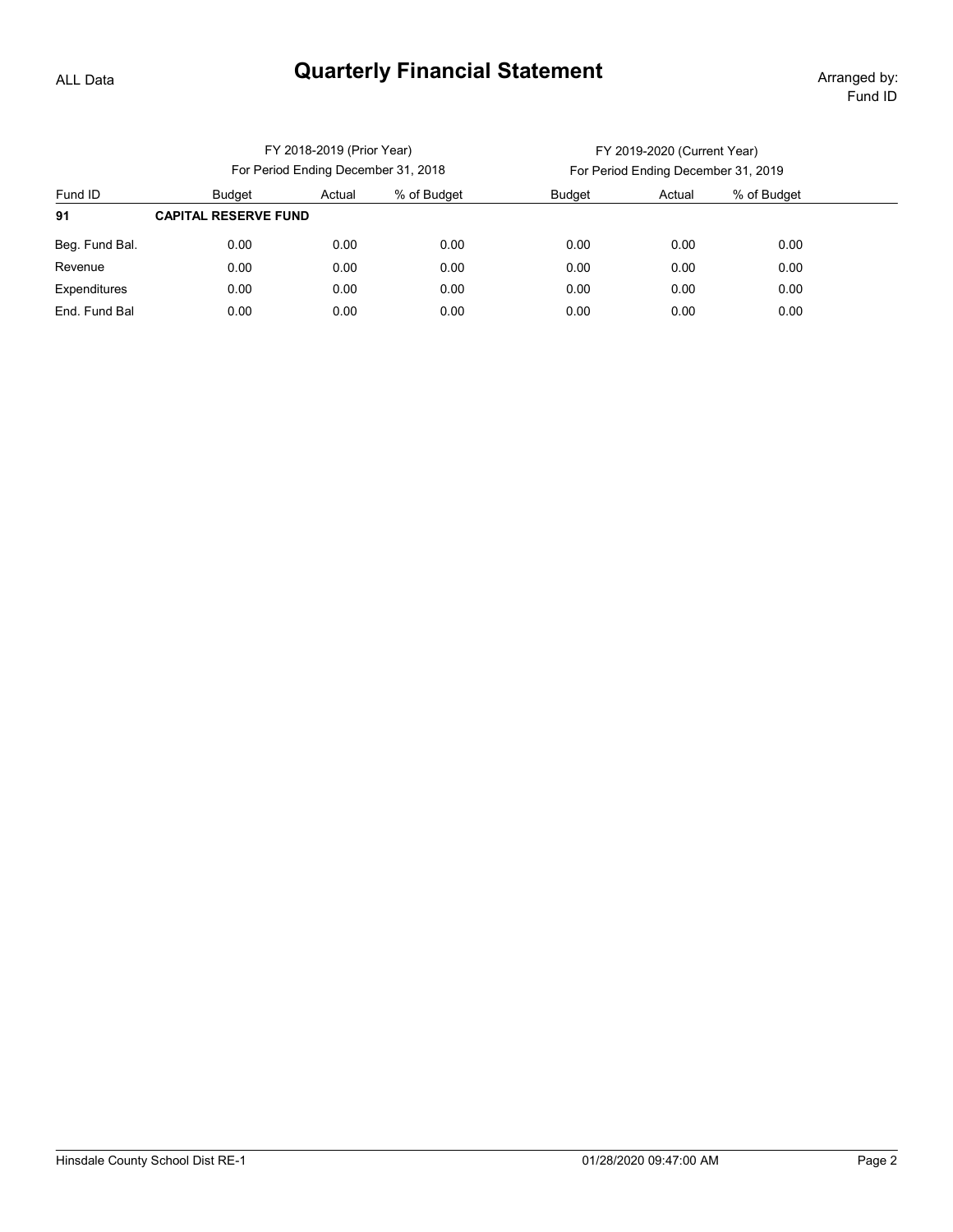ALL Data

# Quarterly Financial Statement

Arranged by: Fund ID

| | FY 2018-2019 (Prior Year) For Period Ending December 31, 2018 | | | FY 2019-2020 (Current Year) For Period Ending December 31, 2019 | | |
|---|---|---|---|---|---|---|
| Fund ID | Budget | Actual | % of Budget | Budget | Actual | % of Budget |
| **91** | **CAPITAL RESERVE FUND** | | | | | |
| Beg. Fund Bal. | 0.00 | 0.00 | 0.00 | 0.00 | 0.00 | 0.00 |
| Revenue | 0.00 | 0.00 | 0.00 | 0.00 | 0.00 | 0.00 |
| Expenditures | 0.00 | 0.00 | 0.00 | 0.00 | 0.00 | 0.00 |
| End. Fund Bal | 0.00 | 0.00 | 0.00 | 0.00 | 0.00 | 0.00 |

Hinsdale County School Dist RE-1 01/28/2020 09:47:00 AM